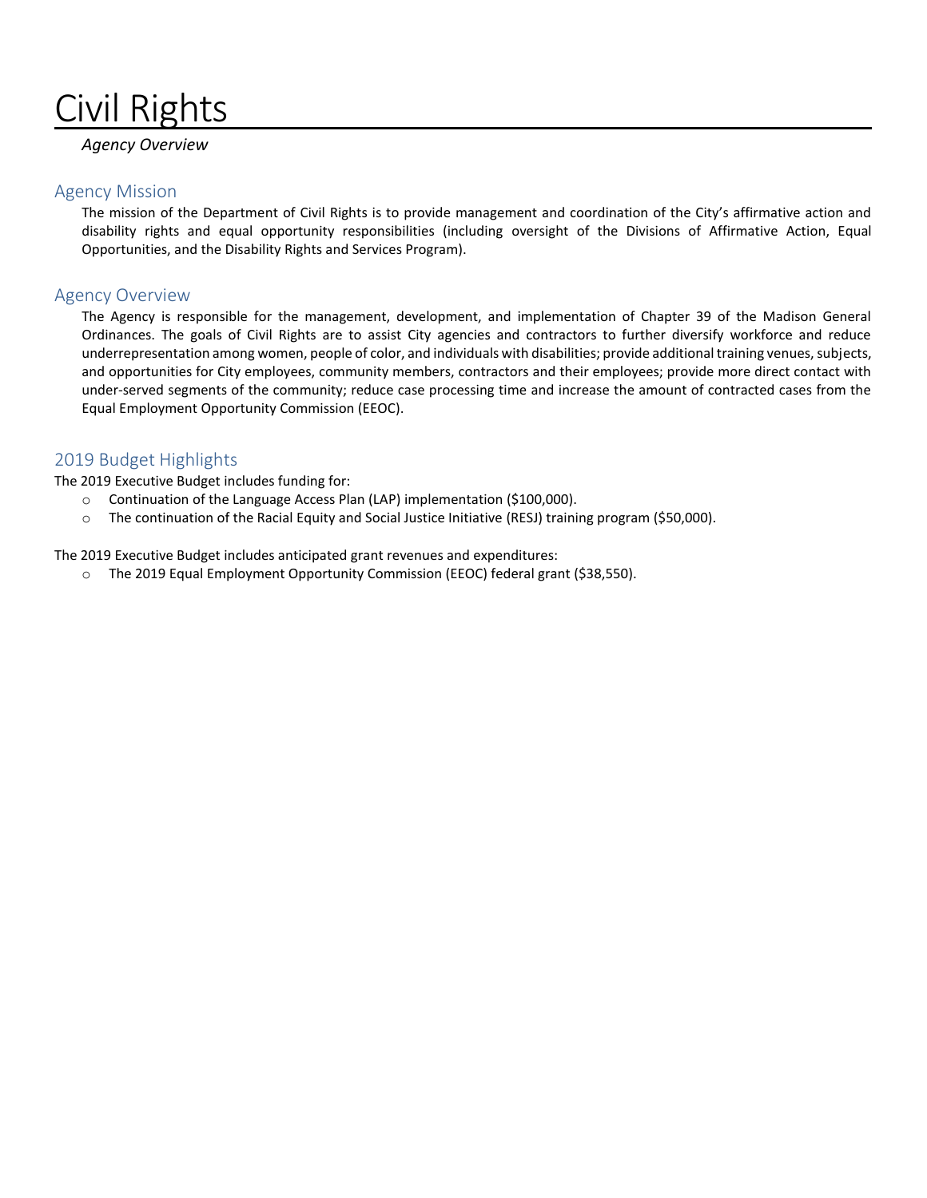# Civil Rights

*Agency Overview*

## Agency Mission

The mission of the Department of Civil Rights is to provide management and coordination of the City's affirmative action and disability rights and equal opportunity responsibilities (including oversight of the Divisions of Affirmative Action, Equal Opportunities, and the Disability Rights and Services Program).

## Agency Overview

The Agency is responsible for the management, development, and implementation of Chapter 39 of the Madison General Ordinances. The goals of Civil Rights are to assist City agencies and contractors to further diversify workforce and reduce underrepresentation among women, people of color, and individuals with disabilities; provide additional training venues, subjects, and opportunities for City employees, community members, contractors and their employees; provide more direct contact with under-served segments of the community; reduce case processing time and increase the amount of contracted cases from the Equal Employment Opportunity Commission (EEOC).

## 2019 Budget Highlights

The 2019 Executive Budget includes funding for:

- Continuation of the Language Access Plan (LAP) implementation ($100,000).
- The continuation of the Racial Equity and Social Justice Initiative (RESJ) training program ($50,000).

The 2019 Executive Budget includes anticipated grant revenues and expenditures:

- The 2019 Equal Employment Opportunity Commission (EEOC) federal grant ($38,550).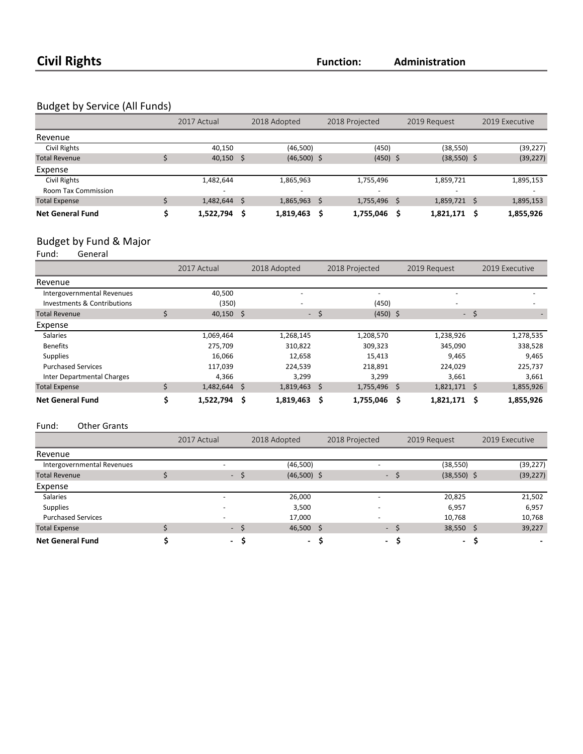# Civil Rights

**Function:** Administration

## Budget by Service (All Funds)

| | 2017 Actual | 2018 Adopted | 2018 Projected | 2019 Request | 2019 Executive |
|---|---|---|---|---|---|
| **Revenue** | | | | | |
| Civil Rights | 40,150 | (46,500) | (450) | (38,550) | (39,227) |
| Total Revenue | $ 40,150 | $ (46,500) | $ (450) | $ (38,550) | $ (39,227) |
| **Expense** | | | | | |
| Civil Rights | 1,482,644 | 1,865,963 | 1,755,496 | 1,859,721 | 1,895,153 |
| Room Tax Commission | - | - | - | - | - |
| Total Expense | $ 1,482,644 | $ 1,865,963 | $ 1,755,496 | $ 1,859,721 | $ 1,895,153 |
| **Net General Fund** | **$ 1,522,794** | **$ 1,819,463** | **$ 1,755,046** | **$ 1,821,171** | **$ 1,855,926** |

## Budget by Fund & Major

Fund: General

| | 2017 Actual | 2018 Adopted | 2018 Projected | 2019 Request | 2019 Executive |
|---|---|---|---|---|---|
| **Revenue** | | | | | |
| Intergovernmental Revenues | 40,500 | - | - | - | - |
| Investments & Contributions | (350) | - | (450) | - | - |
| Total Revenue | $ 40,150 | $ - | $ (450) | $ - | $ - |
| **Expense** | | | | | |
| Salaries | 1,069,464 | 1,268,145 | 1,208,570 | 1,238,926 | 1,278,535 |
| Benefits | 275,709 | 310,822 | 309,323 | 345,090 | 338,528 |
| Supplies | 16,066 | 12,658 | 15,413 | 9,465 | 9,465 |
| Purchased Services | 117,039 | 224,539 | 218,891 | 224,029 | 225,737 |
| Inter Departmental Charges | 4,366 | 3,299 | 3,299 | 3,661 | 3,661 |
| Total Expense | $ 1,482,644 | $ 1,819,463 | $ 1,755,496 | $ 1,821,171 | $ 1,855,926 |
| **Net General Fund** | **$ 1,522,794** | **$ 1,819,463** | **$ 1,755,046** | **$ 1,821,171** | **$ 1,855,926** |

Fund: Other Grants

| | 2017 Actual | 2018 Adopted | 2018 Projected | 2019 Request | 2019 Executive |
|---|---|---|---|---|---|
| **Revenue** | | | | | |
| Intergovernmental Revenues | - | (46,500) | - | (38,550) | (39,227) |
| Total Revenue | $ - | $ (46,500) | $ - | $ (38,550) | $ (39,227) |
| **Expense** | | | | | |
| Salaries | - | 26,000 | - | 20,825 | 21,502 |
| Supplies | - | 3,500 | - | 6,957 | 6,957 |
| Purchased Services | - | 17,000 | - | 10,768 | 10,768 |
| Total Expense | $ - | $ 46,500 | $ - | $ 38,550 | $ 39,227 |
| **Net General Fund** | **$ -** | **$ -** | **$ -** | **$ -** | **$ -** |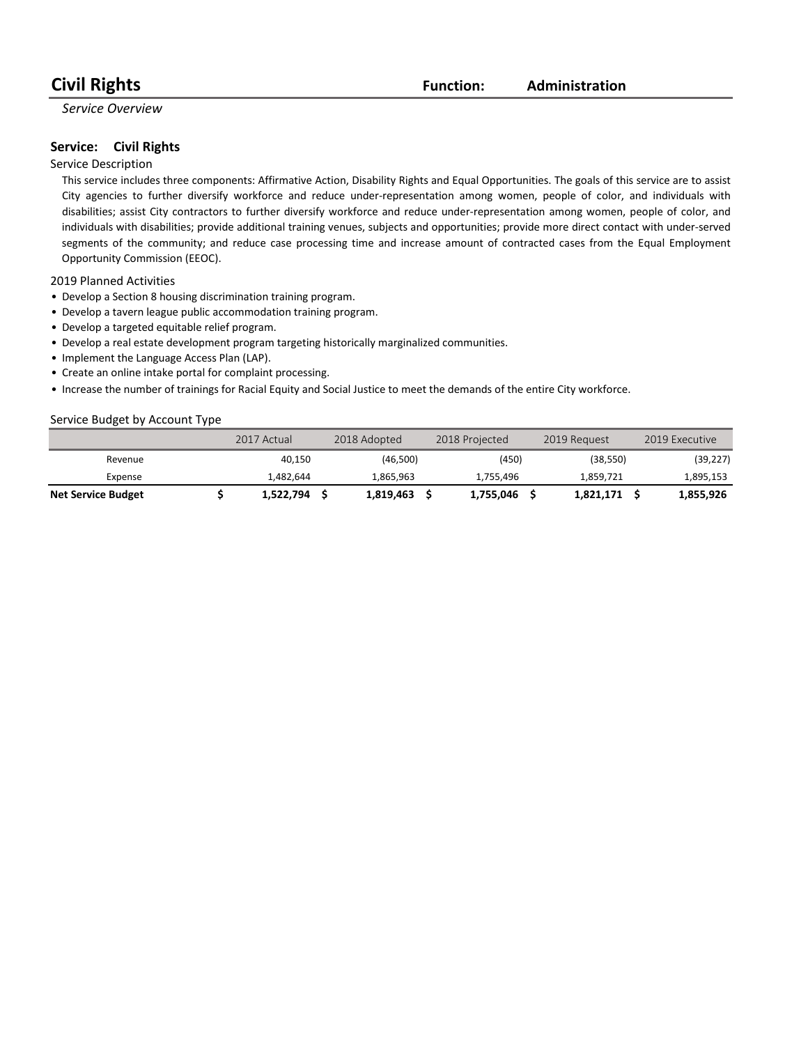# Civil Rights

**Function:** **Administration**

*Service Overview*

## Service: Civil Rights

Service Description

This service includes three components: Affirmative Action, Disability Rights and Equal Opportunities. The goals of this service are to assist City agencies to further diversify workforce and reduce under-representation among women, people of color, and individuals with disabilities; assist City contractors to further diversify workforce and reduce under-representation among women, people of color, and individuals with disabilities; provide additional training venues, subjects and opportunities; provide more direct contact with under-served segments of the community; and reduce case processing time and increase amount of contracted cases from the Equal Employment Opportunity Commission (EEOC).

2019 Planned Activities

- Develop a Section 8 housing discrimination training program.
- Develop a tavern league public accommodation training program.
- Develop a targeted equitable relief program.
- Develop a real estate development program targeting historically marginalized communities.
- Implement the Language Access Plan (LAP).
- Create an online intake portal for complaint processing.
- Increase the number of trainings for Racial Equity and Social Justice to meet the demands of the entire City workforce.

Service Budget by Account Type

| | 2017 Actual | 2018 Adopted | 2018 Projected | 2019 Request | 2019 Executive |
|---|---|---|---|---|---|
| Revenue | 40,150 | (46,500) | (450) | (38,550) | (39,227) |
| Expense | 1,482,644 | 1,865,963 | 1,755,496 | 1,859,721 | 1,895,153 |
| **Net Service Budget** | **$ 1,522,794** | **$ 1,819,463** | **$ 1,755,046** | **$ 1,821,171** | **$ 1,855,926** |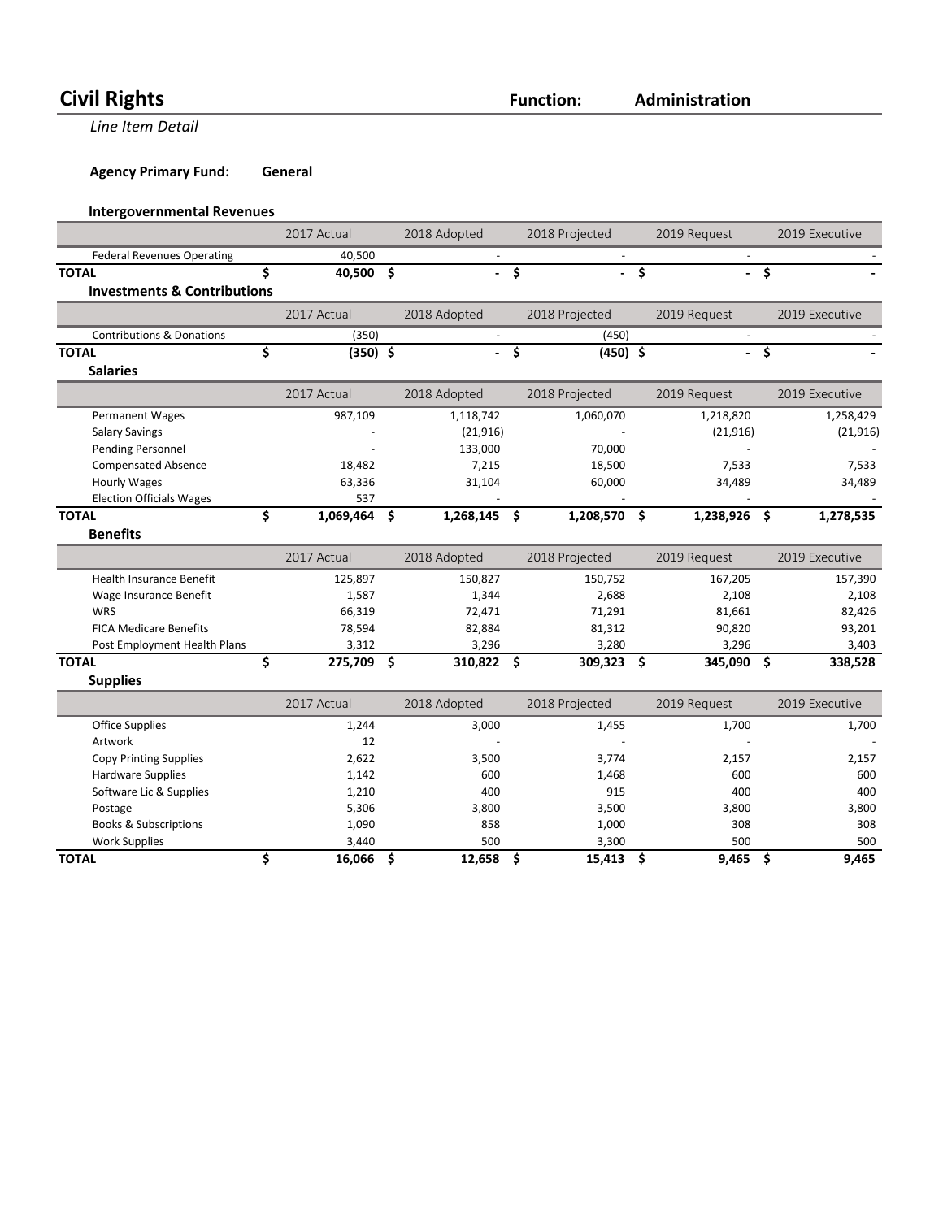# Civil Rights

**Function:** Administration

*Line Item Detail*

**Agency Primary Fund:** General

### Intergovernmental Revenues

| | 2017 Actual | 2018 Adopted | 2018 Projected | 2019 Request | 2019 Executive |
|---|---|---|---|---|---|
| Federal Revenues Operating | 40,500 | - | - | - | - |
| **TOTAL** | **$ 40,500** | **$ -** | **$ -** | **$ -** | **$ -** |

### Investments & Contributions

| | 2017 Actual | 2018 Adopted | 2018 Projected | 2019 Request | 2019 Executive |
|---|---|---|---|---|---|
| Contributions & Donations | (350) | - | (450) | - | - |
| **TOTAL** | **$ (350)** | **$ -** | **$ (450)** | **$ -** | **$ -** |

### Salaries

| | 2017 Actual | 2018 Adopted | 2018 Projected | 2019 Request | 2019 Executive |
|---|---|---|---|---|---|
| Permanent Wages | 987,109 | 1,118,742 | 1,060,070 | 1,218,820 | 1,258,429 |
| Salary Savings | - | (21,916) | - | (21,916) | (21,916) |
| Pending Personnel | - | 133,000 | 70,000 | - | - |
| Compensated Absence | 18,482 | 7,215 | 18,500 | 7,533 | 7,533 |
| Hourly Wages | 63,336 | 31,104 | 60,000 | 34,489 | 34,489 |
| Election Officials Wages | 537 | - | - | - | - |
| **TOTAL** | **$ 1,069,464** | **$ 1,268,145** | **$ 1,208,570** | **$ 1,238,926** | **$ 1,278,535** |

### Benefits

| | 2017 Actual | 2018 Adopted | 2018 Projected | 2019 Request | 2019 Executive |
|---|---|---|---|---|---|
| Health Insurance Benefit | 125,897 | 150,827 | 150,752 | 167,205 | 157,390 |
| Wage Insurance Benefit | 1,587 | 1,344 | 2,688 | 2,108 | 2,108 |
| WRS | 66,319 | 72,471 | 71,291 | 81,661 | 82,426 |
| FICA Medicare Benefits | 78,594 | 82,884 | 81,312 | 90,820 | 93,201 |
| Post Employment Health Plans | 3,312 | 3,296 | 3,280 | 3,296 | 3,403 |
| **TOTAL** | **$ 275,709** | **$ 310,822** | **$ 309,323** | **$ 345,090** | **$ 338,528** |

### Supplies

| | 2017 Actual | 2018 Adopted | 2018 Projected | 2019 Request | 2019 Executive |
|---|---|---|---|---|---|
| Office Supplies | 1,244 | 3,000 | 1,455 | 1,700 | 1,700 |
| Artwork | 12 | - | - | - | - |
| Copy Printing Supplies | 2,622 | 3,500 | 3,774 | 2,157 | 2,157 |
| Hardware Supplies | 1,142 | 600 | 1,468 | 600 | 600 |
| Software Lic & Supplies | 1,210 | 400 | 915 | 400 | 400 |
| Postage | 5,306 | 3,800 | 3,500 | 3,800 | 3,800 |
| Books & Subscriptions | 1,090 | 858 | 1,000 | 308 | 308 |
| Work Supplies | 3,440 | 500 | 3,300 | 500 | 500 |
| **TOTAL** | **$ 16,066** | **$ 12,658** | **$ 15,413** | **$ 9,465** | **$ 9,465** |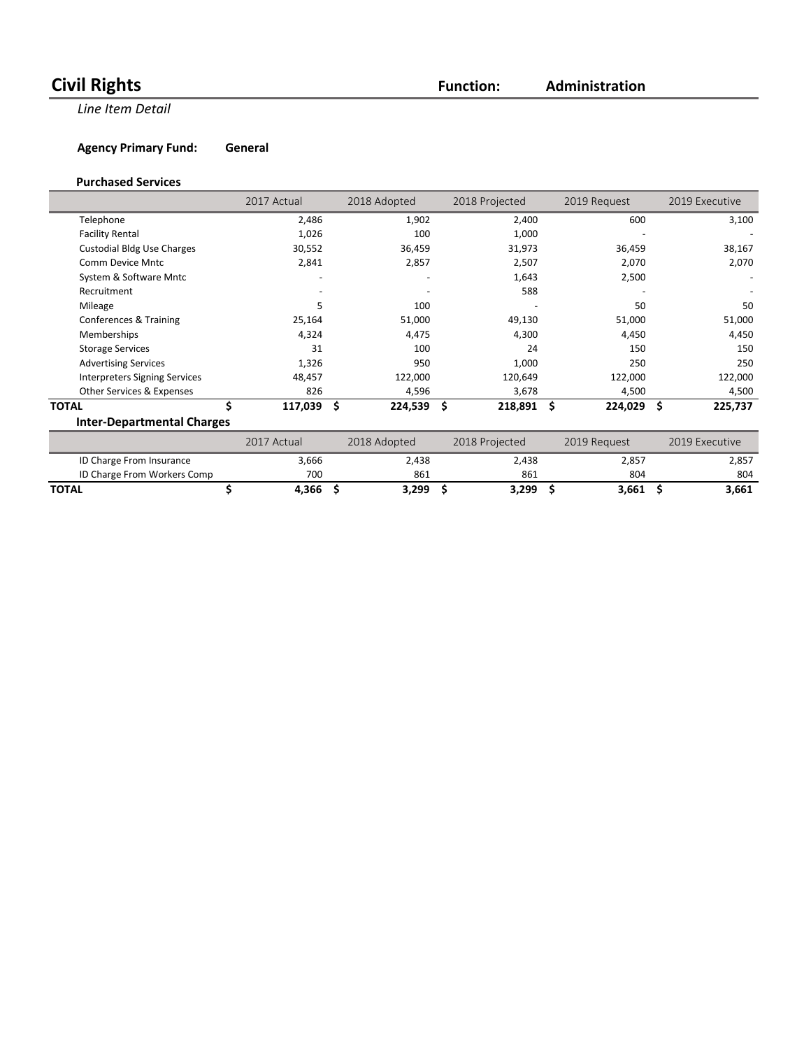# Civil Rights

**Function:** **Administration**

*Line Item Detail*

**Agency Primary Fund:** **General**

### Purchased Services

| | 2017 Actual | 2018 Adopted | 2018 Projected | 2019 Request | 2019 Executive |
|---|---|---|---|---|---|
| Telephone | 2,486 | 1,902 | 2,400 | 600 | 3,100 |
| Facility Rental | 1,026 | 100 | 1,000 | - | - |
| Custodial Bldg Use Charges | 30,552 | 36,459 | 31,973 | 36,459 | 38,167 |
| Comm Device Mntc | 2,841 | 2,857 | 2,507 | 2,070 | 2,070 |
| System & Software Mntc | - | - | 1,643 | 2,500 | - |
| Recruitment | - | - | 588 | - | - |
| Mileage | 5 | 100 | - | 50 | 50 |
| Conferences & Training | 25,164 | 51,000 | 49,130 | 51,000 | 51,000 |
| Memberships | 4,324 | 4,475 | 4,300 | 4,450 | 4,450 |
| Storage Services | 31 | 100 | 24 | 150 | 150 |
| Advertising Services | 1,326 | 950 | 1,000 | 250 | 250 |
| Interpreters Signing Services | 48,457 | 122,000 | 120,649 | 122,000 | 122,000 |
| Other Services & Expenses | 826 | 4,596 | 3,678 | 4,500 | 4,500 |
| **TOTAL** | **$ 117,039** | **$ 224,539** | **$ 218,891** | **$ 224,029** | **$ 225,737** |

### Inter-Departmental Charges

| | 2017 Actual | 2018 Adopted | 2018 Projected | 2019 Request | 2019 Executive |
|---|---|---|---|---|---|
| ID Charge From Insurance | 3,666 | 2,438 | 2,438 | 2,857 | 2,857 |
| ID Charge From Workers Comp | 700 | 861 | 861 | 804 | 804 |
| **TOTAL** | **$ 4,366** | **$ 3,299** | **$ 3,299** | **$ 3,661** | **$ 3,661** |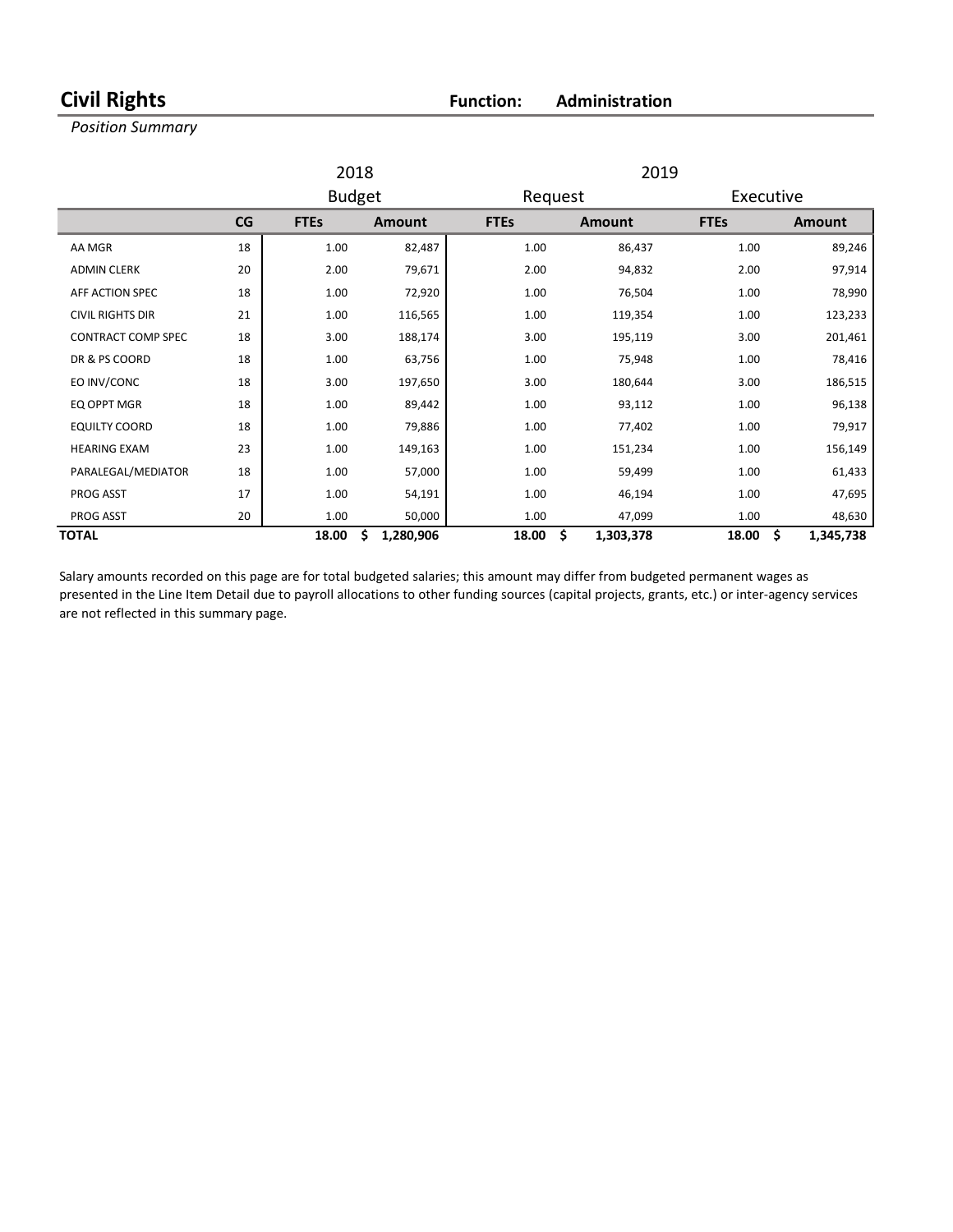# Civil Rights

**Function:** **Administration**

*Position Summary*

| | | 2018 | | 2019 | | | |
|---|---|---|---|---|---|---|---|
| | | Budget | | Request | | Executive | |
| | **CG** | **FTEs** | **Amount** | **FTEs** | **Amount** | **FTEs** | **Amount** |
| AA MGR | 18 | 1.00 | 82,487 | 1.00 | 86,437 | 1.00 | 89,246 |
| ADMIN CLERK | 20 | 2.00 | 79,671 | 2.00 | 94,832 | 2.00 | 97,914 |
| AFF ACTION SPEC | 18 | 1.00 | 72,920 | 1.00 | 76,504 | 1.00 | 78,990 |
| CIVIL RIGHTS DIR | 21 | 1.00 | 116,565 | 1.00 | 119,354 | 1.00 | 123,233 |
| CONTRACT COMP SPEC | 18 | 3.00 | 188,174 | 3.00 | 195,119 | 3.00 | 201,461 |
| DR & PS COORD | 18 | 1.00 | 63,756 | 1.00 | 75,948 | 1.00 | 78,416 |
| EO INV/CONC | 18 | 3.00 | 197,650 | 3.00 | 180,644 | 3.00 | 186,515 |
| EQ OPPT MGR | 18 | 1.00 | 89,442 | 1.00 | 93,112 | 1.00 | 96,138 |
| EQUILTY COORD | 18 | 1.00 | 79,886 | 1.00 | 77,402 | 1.00 | 79,917 |
| HEARING EXAM | 23 | 1.00 | 149,163 | 1.00 | 151,234 | 1.00 | 156,149 |
| PARALEGAL/MEDIATOR | 18 | 1.00 | 57,000 | 1.00 | 59,499 | 1.00 | 61,433 |
| PROG ASST | 17 | 1.00 | 54,191 | 1.00 | 46,194 | 1.00 | 47,695 |
| PROG ASST | 20 | 1.00 | 50,000 | 1.00 | 47,099 | 1.00 | 48,630 |
| **TOTAL** | | **18.00** | **$ 1,280,906** | **18.00** | **$ 1,303,378** | **18.00** | **$ 1,345,738** |

Salary amounts recorded on this page are for total budgeted salaries; this amount may differ from budgeted permanent wages as presented in the Line Item Detail due to payroll allocations to other funding sources (capital projects, grants, etc.) or inter-agency services are not reflected in this summary page.